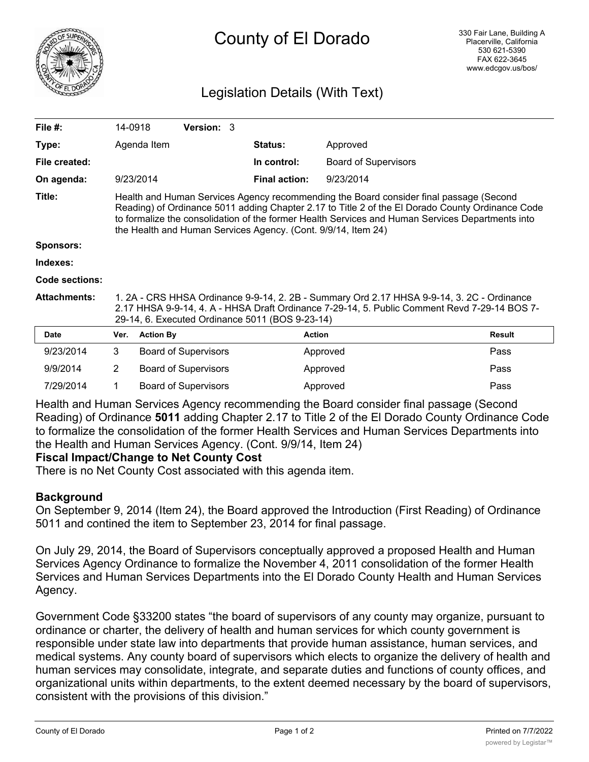# County of El Dorado

330 Fair Lane, Building A
Placerville, California
530 621-5390
FAX 622-3645
www.edcgov.us/bos/

## Legislation Details (With Text)

| | | | |
|---|---|---|---|
| **File #:** | 14-0918 **Version:** 3 | | |
| **Type:** | Agenda Item | **Status:** | Approved |
| **File created:** | | **In control:** | Board of Supervisors |
| **On agenda:** | 9/23/2014 | **Final action:** | 9/23/2014 |

**Title:** Health and Human Services Agency recommending the Board consider final passage (Second Reading) of Ordinance 5011 adding Chapter 2.17 to Title 2 of the El Dorado County Ordinance Code to formalize the consolidation of the former Health Services and Human Services Departments into the Health and Human Services Agency. (Cont. 9/9/14, Item 24)

**Sponsors:**

**Indexes:**

**Code sections:**

**Attachments:** 1. 2A - CRS HHSA Ordinance 9-9-14, 2. 2B - Summary Ord 2.17 HHSA 9-9-14, 3. 2C - Ordinance 2.17 HHSA 9-9-14, 4. A - HHSA Draft Ordinance 7-29-14, 5. Public Comment Revd 7-29-14 BOS 7-29-14, 6. Executed Ordinance 5011 (BOS 9-23-14)

| Date | Ver. | Action By | Action | Result |
|---|---|---|---|---|
| 9/23/2014 | 3 | Board of Supervisors | Approved | Pass |
| 9/9/2014 | 2 | Board of Supervisors | Approved | Pass |
| 7/29/2014 | 1 | Board of Supervisors | Approved | Pass |

Health and Human Services Agency recommending the Board consider final passage (Second Reading) of Ordinance **5011** adding Chapter 2.17 to Title 2 of the El Dorado County Ordinance Code to formalize the consolidation of the former Health Services and Human Services Departments into the Health and Human Services Agency. (Cont. 9/9/14, Item 24)

**Fiscal Impact/Change to Net County Cost**

There is no Net County Cost associated with this agenda item.

**Background**

On September 9, 2014 (Item 24), the Board approved the Introduction (First Reading) of Ordinance 5011 and contined the item to September 23, 2014 for final passage.

On July 29, 2014, the Board of Supervisors conceptually approved a proposed Health and Human Services Agency Ordinance to formalize the November 4, 2011 consolidation of the former Health Services and Human Services Departments into the El Dorado County Health and Human Services Agency.

Government Code §33200 states "the board of supervisors of any county may organize, pursuant to ordinance or charter, the delivery of health and human services for which county government is responsible under state law into departments that provide human assistance, human services, and medical systems. Any county board of supervisors which elects to organize the delivery of health and human services may consolidate, integrate, and separate duties and functions of county offices, and organizational units within departments, to the extent deemed necessary by the board of supervisors, consistent with the provisions of this division."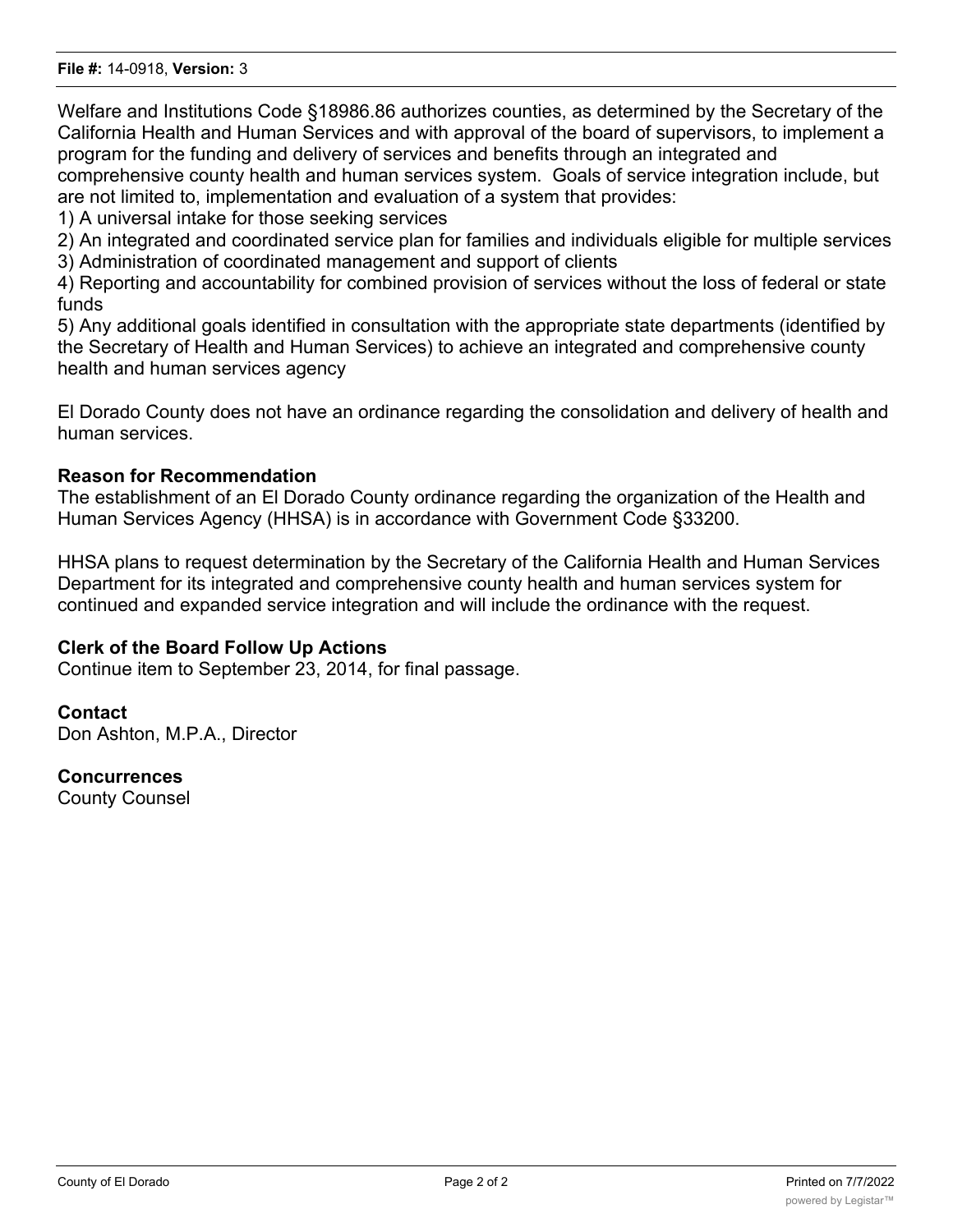Welfare and Institutions Code §18986.86 authorizes counties, as determined by the Secretary of the California Health and Human Services and with approval of the board of supervisors, to implement a program for the funding and delivery of services and benefits through an integrated and comprehensive county health and human services system. Goals of service integration include, but are not limited to, implementation and evaluation of a system that provides:

1) A universal intake for those seeking services
2) An integrated and coordinated service plan for families and individuals eligible for multiple services
3) Administration of coordinated management and support of clients
4) Reporting and accountability for combined provision of services without the loss of federal or state funds
5) Any additional goals identified in consultation with the appropriate state departments (identified by the Secretary of Health and Human Services) to achieve an integrated and comprehensive county health and human services agency

El Dorado County does not have an ordinance regarding the consolidation and delivery of health and human services.

**Reason for Recommendation**
The establishment of an El Dorado County ordinance regarding the organization of the Health and Human Services Agency (HHSA) is in accordance with Government Code §33200.

HHSA plans to request determination by the Secretary of the California Health and Human Services Department for its integrated and comprehensive county health and human services system for continued and expanded service integration and will include the ordinance with the request.

**Clerk of the Board Follow Up Actions**
Continue item to September 23, 2014, for final passage.

**Contact**
Don Ashton, M.P.A., Director

**Concurrences**
County Counsel